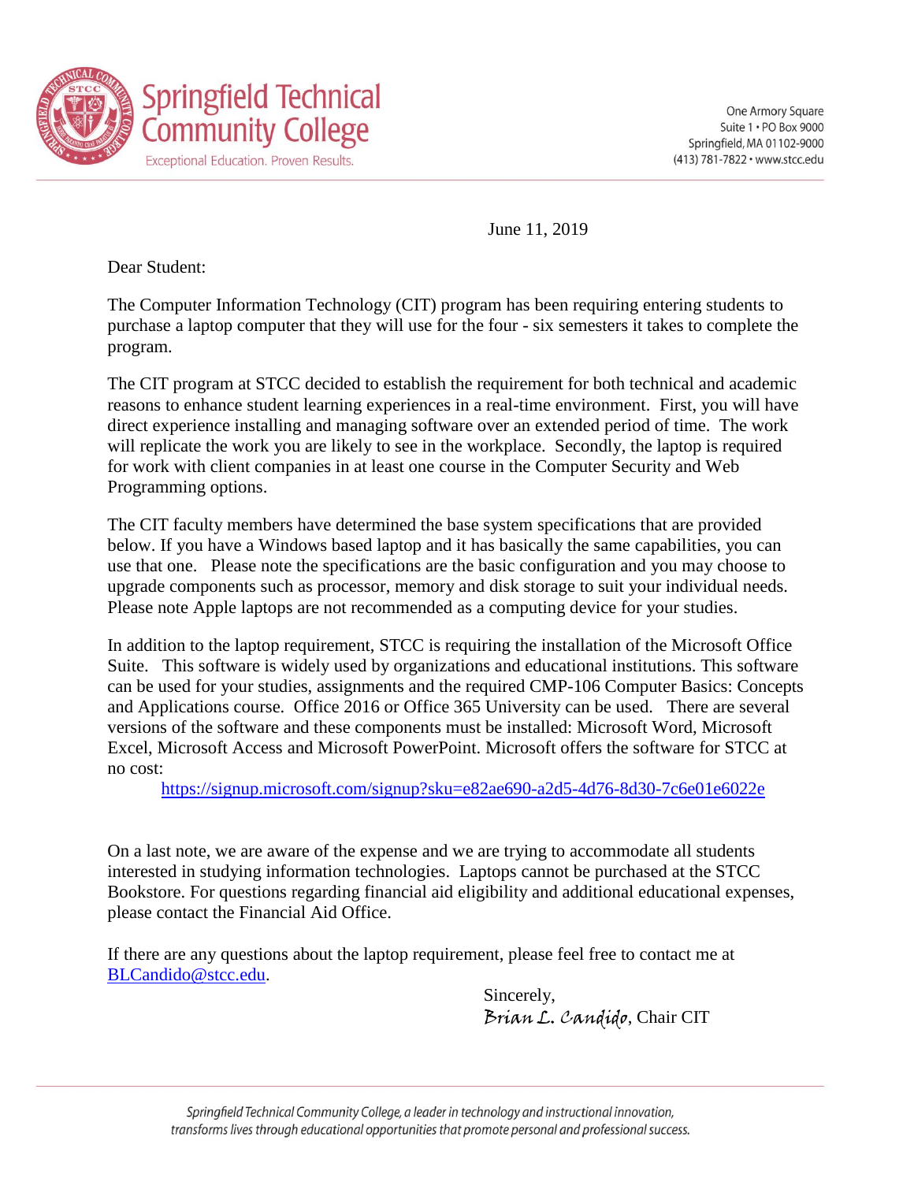Springfield Technical Community College

Exceptional Education. Proven Results.

One Armory Square
Suite 1 • PO Box 9000
Springfield, MA 01102-9000
(413) 781-7822 • www.stcc.edu

June 11, 2019

Dear Student:

The Computer Information Technology (CIT) program has been requiring entering students to purchase a laptop computer that they will use for the four - six semesters it takes to complete the program.

The CIT program at STCC decided to establish the requirement for both technical and academic reasons to enhance student learning experiences in a real-time environment. First, you will have direct experience installing and managing software over an extended period of time. The work will replicate the work you are likely to see in the workplace. Secondly, the laptop is required for work with client companies in at least one course in the Computer Security and Web Programming options.

The CIT faculty members have determined the base system specifications that are provided below. If you have a Windows based laptop and it has basically the same capabilities, you can use that one. Please note the specifications are the basic configuration and you may choose to upgrade components such as processor, memory and disk storage to suit your individual needs. Please note Apple laptops are not recommended as a computing device for your studies.

In addition to the laptop requirement, STCC is requiring the installation of the Microsoft Office Suite. This software is widely used by organizations and educational institutions. This software can be used for your studies, assignments and the required CMP-106 Computer Basics: Concepts and Applications course. Office 2016 or Office 365 University can be used. There are several versions of the software and these components must be installed: Microsoft Word, Microsoft Excel, Microsoft Access and Microsoft PowerPoint. Microsoft offers the software for STCC at no cost:

https://signup.microsoft.com/signup?sku=e82ae690-a2d5-4d76-8d30-7c6e01e6022e

On a last note, we are aware of the expense and we are trying to accommodate all students interested in studying information technologies. Laptops cannot be purchased at the STCC Bookstore. For questions regarding financial aid eligibility and additional educational expenses, please contact the Financial Aid Office.

If there are any questions about the laptop requirement, please feel free to contact me at BLCandido@stcc.edu.

Sincerely,
*Brian L. Candido*, Chair CIT

*Springfield Technical Community College, a leader in technology and instructional innovation, transforms lives through educational opportunities that promote personal and professional success.*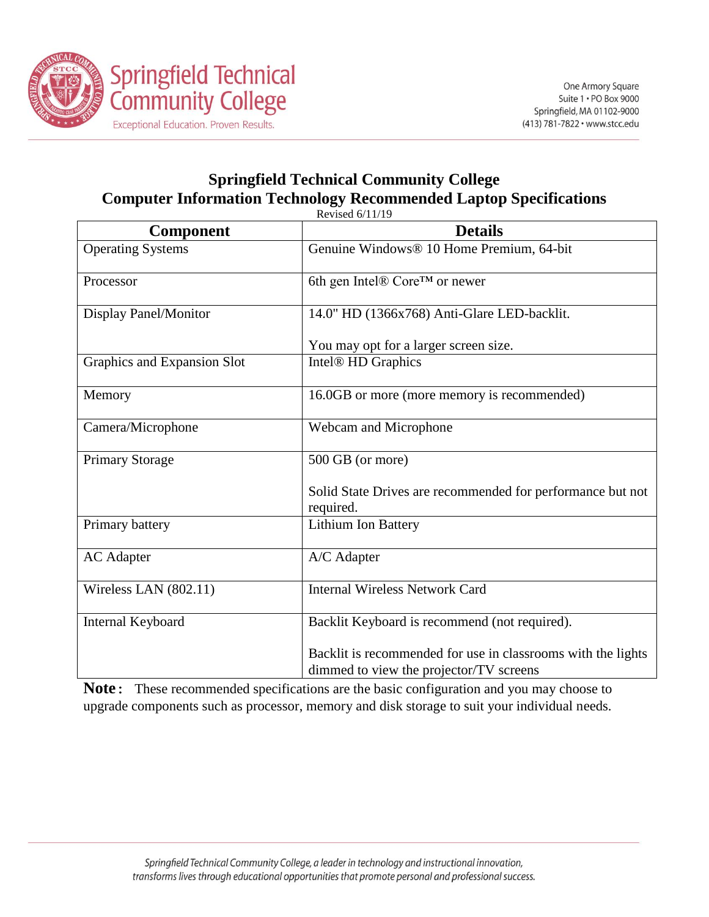One Armory Square
Suite 1 • PO Box 9000
Springfield, MA 01102-9000
(413) 781-7822 • www.stcc.edu

# Springfield Technical Community College
## Computer Information Technology Recommended Laptop Specifications

Revised 6/11/19

| Component | Details |
|---|---|
| Operating Systems | Genuine Windows® 10 Home Premium, 64-bit |
| Processor | 6th gen Intel® Core™ or newer |
| Display Panel/Monitor | 14.0" HD (1366x768) Anti-Glare LED-backlit.<br><br>You may opt for a larger screen size. |
| Graphics and Expansion Slot | Intel® HD Graphics |
| Memory | 16.0GB or more (more memory is recommended) |
| Camera/Microphone | Webcam and Microphone |
| Primary Storage | 500 GB (or more)<br><br>Solid State Drives are recommended for performance but not required. |
| Primary battery | Lithium Ion Battery |
| AC Adapter | A/C Adapter |
| Wireless LAN (802.11) | Internal Wireless Network Card |
| Internal Keyboard | Backlit Keyboard is recommend (not required).<br><br>Backlit is recommended for use in classrooms with the lights dimmed to view the projector/TV screens |

**Note:** These recommended specifications are the basic configuration and you may choose to upgrade components such as processor, memory and disk storage to suit your individual needs.